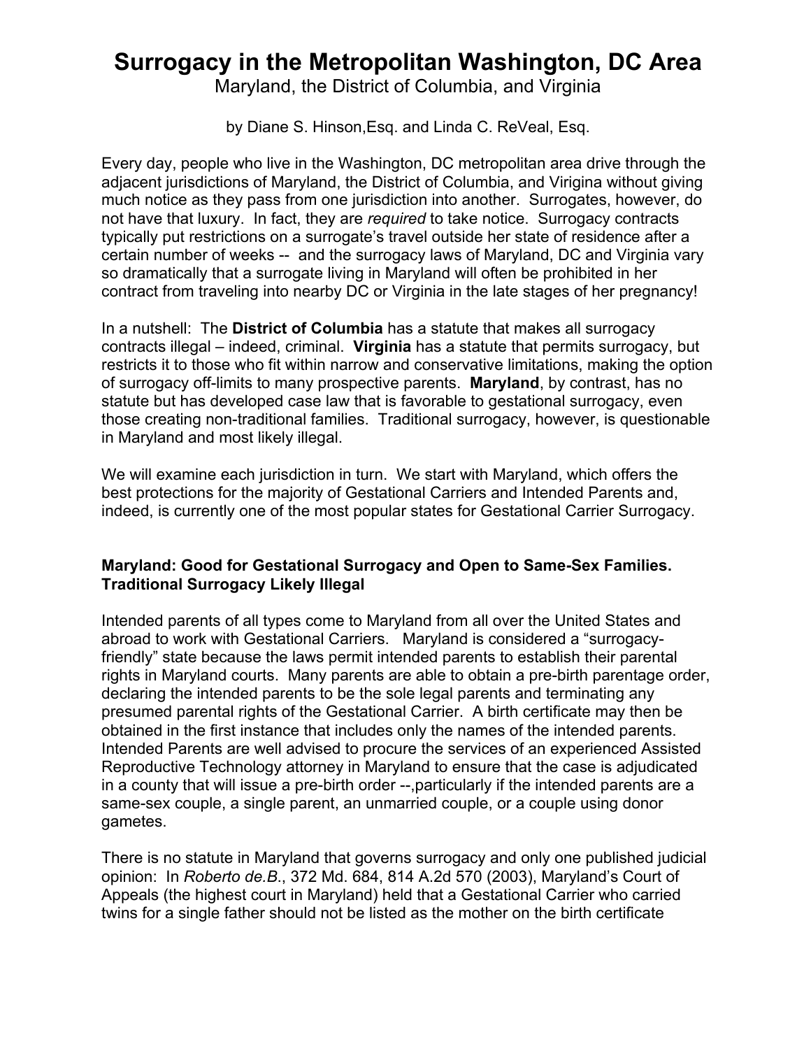# Surrogacy in the Metropolitan Washington, DC Area

Maryland, the District of Columbia, and Virginia

by Diane S. Hinson,Esq. and Linda C. ReVeal, Esq.

Every day, people who live in the Washington, DC metropolitan area drive through the adjacent jurisdictions of Maryland, the District of Columbia, and Virigina without giving much notice as they pass from one jurisdiction into another. Surrogates, however, do not have that luxury. In fact, they are *required* to take notice. Surrogacy contracts typically put restrictions on a surrogate's travel outside her state of residence after a certain number of weeks -- and the surrogacy laws of Maryland, DC and Virginia vary so dramatically that a surrogate living in Maryland will often be prohibited in her contract from traveling into nearby DC or Virginia in the late stages of her pregnancy!

In a nutshell: The **District of Columbia** has a statute that makes all surrogacy contracts illegal – indeed, criminal. **Virginia** has a statute that permits surrogacy, but restricts it to those who fit within narrow and conservative limitations, making the option of surrogacy off-limits to many prospective parents. **Maryland**, by contrast, has no statute but has developed case law that is favorable to gestational surrogacy, even those creating non-traditional families. Traditional surrogacy, however, is questionable in Maryland and most likely illegal.

We will examine each jurisdiction in turn. We start with Maryland, which offers the best protections for the majority of Gestational Carriers and Intended Parents and, indeed, is currently one of the most popular states for Gestational Carrier Surrogacy.

### Maryland: Good for Gestational Surrogacy and Open to Same-Sex Families. Traditional Surrogacy Likely Illegal

Intended parents of all types come to Maryland from all over the United States and abroad to work with Gestational Carriers. Maryland is considered a "surrogacy-friendly" state because the laws permit intended parents to establish their parental rights in Maryland courts. Many parents are able to obtain a pre-birth parentage order, declaring the intended parents to be the sole legal parents and terminating any presumed parental rights of the Gestational Carrier. A birth certificate may then be obtained in the first instance that includes only the names of the intended parents. Intended Parents are well advised to procure the services of an experienced Assisted Reproductive Technology attorney in Maryland to ensure that the case is adjudicated in a county that will issue a pre-birth order --,particularly if the intended parents are a same-sex couple, a single parent, an unmarried couple, or a couple using donor gametes.

There is no statute in Maryland that governs surrogacy and only one published judicial opinion: In *Roberto de.B.*, 372 Md. 684, 814 A.2d 570 (2003), Maryland's Court of Appeals (the highest court in Maryland) held that a Gestational Carrier who carried twins for a single father should not be listed as the mother on the birth certificate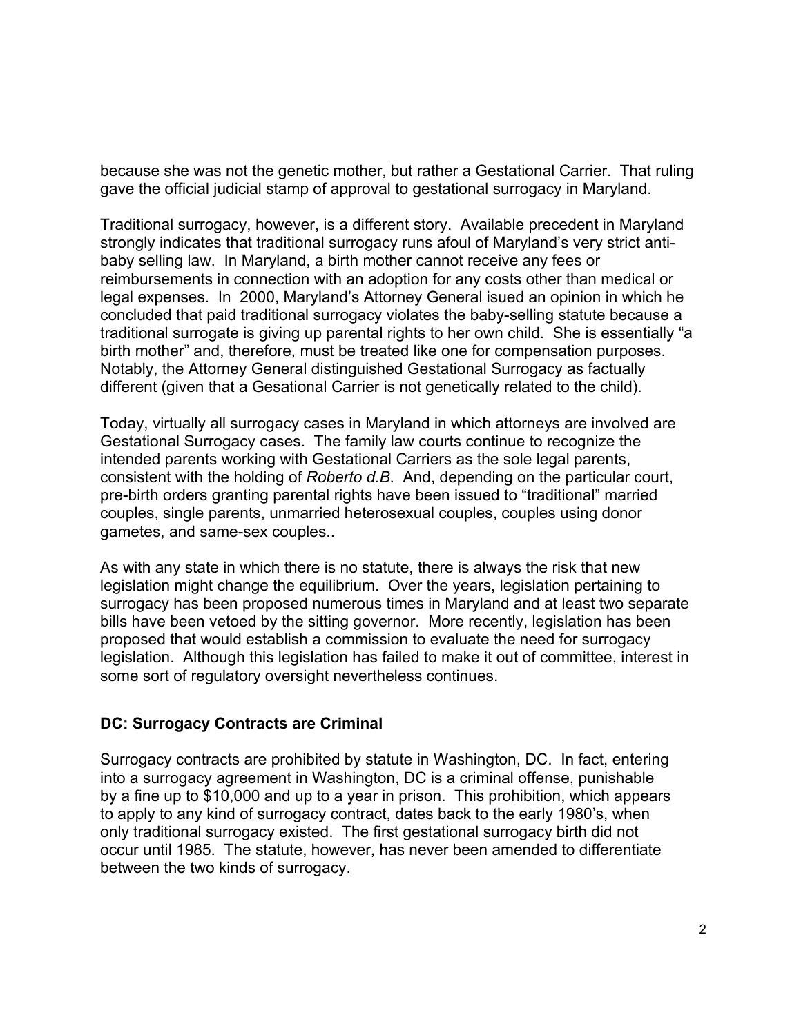because she was not the genetic mother, but rather a Gestational Carrier. That ruling gave the official judicial stamp of approval to gestational surrogacy in Maryland.

Traditional surrogacy, however, is a different story. Available precedent in Maryland strongly indicates that traditional surrogacy runs afoul of Maryland's very strict anti-baby selling law. In Maryland, a birth mother cannot receive any fees or reimbursements in connection with an adoption for any costs other than medical or legal expenses. In 2000, Maryland's Attorney General isued an opinion in which he concluded that paid traditional surrogacy violates the baby-selling statute because a traditional surrogate is giving up parental rights to her own child. She is essentially "a birth mother" and, therefore, must be treated like one for compensation purposes. Notably, the Attorney General distinguished Gestational Surrogacy as factually different (given that a Gesational Carrier is not genetically related to the child).

Today, virtually all surrogacy cases in Maryland in which attorneys are involved are Gestational Surrogacy cases. The family law courts continue to recognize the intended parents working with Gestational Carriers as the sole legal parents, consistent with the holding of *Roberto d.B*. And, depending on the particular court, pre-birth orders granting parental rights have been issued to "traditional" married couples, single parents, unmarried heterosexual couples, couples using donor gametes, and same-sex couples..

As with any state in which there is no statute, there is always the risk that new legislation might change the equilibrium. Over the years, legislation pertaining to surrogacy has been proposed numerous times in Maryland and at least two separate bills have been vetoed by the sitting governor. More recently, legislation has been proposed that would establish a commission to evaluate the need for surrogacy legislation. Although this legislation has failed to make it out of committee, interest in some sort of regulatory oversight nevertheless continues.

## DC: Surrogacy Contracts are Criminal

Surrogacy contracts are prohibited by statute in Washington, DC. In fact, entering into a surrogacy agreement in Washington, DC is a criminal offense, punishable by a fine up to $10,000 and up to a year in prison. This prohibition, which appears to apply to any kind of surrogacy contract, dates back to the early 1980's, when only traditional surrogacy existed. The first gestational surrogacy birth did not occur until 1985. The statute, however, has never been amended to differentiate between the two kinds of surrogacy.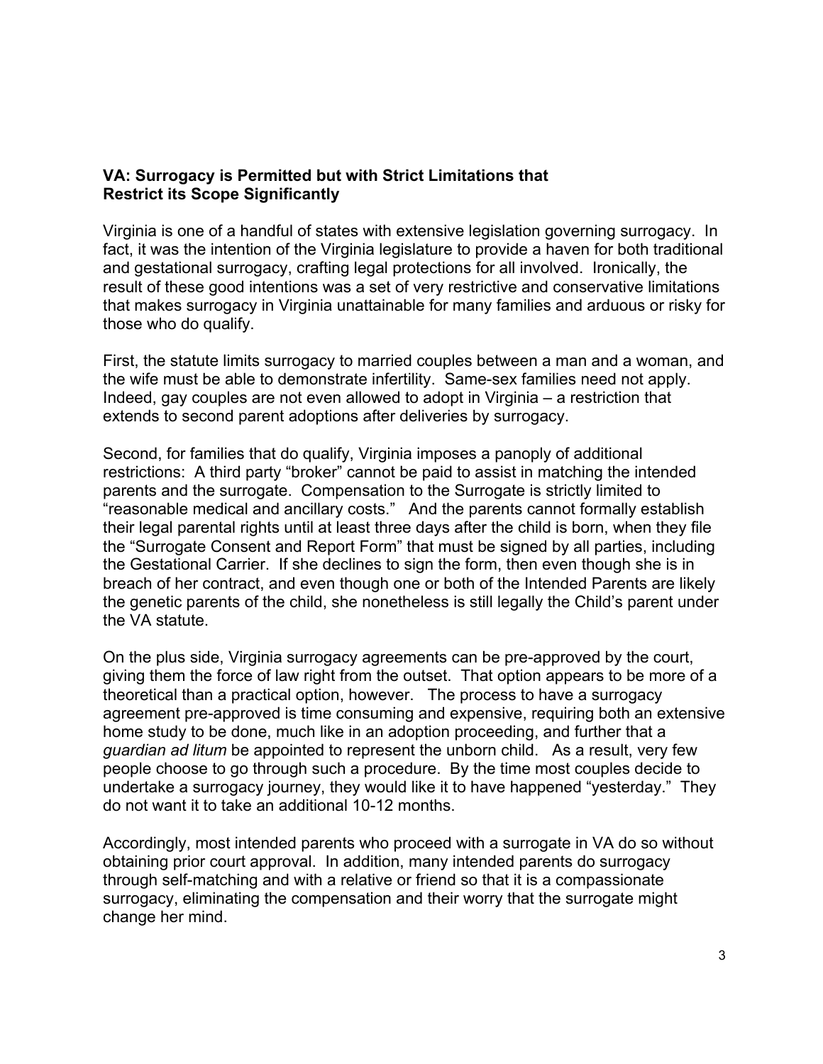### **VA: Surrogacy is Permitted but with Strict Limitations that Restrict its Scope Significantly**

Virginia is one of a handful of states with extensive legislation governing surrogacy. In fact, it was the intention of the Virginia legislature to provide a haven for both traditional and gestational surrogacy, crafting legal protections for all involved. Ironically, the result of these good intentions was a set of very restrictive and conservative limitations that makes surrogacy in Virginia unattainable for many families and arduous or risky for those who do qualify.

First, the statute limits surrogacy to married couples between a man and a woman, and the wife must be able to demonstrate infertility. Same-sex families need not apply. Indeed, gay couples are not even allowed to adopt in Virginia – a restriction that extends to second parent adoptions after deliveries by surrogacy.

Second, for families that do qualify, Virginia imposes a panoply of additional restrictions: A third party "broker" cannot be paid to assist in matching the intended parents and the surrogate. Compensation to the Surrogate is strictly limited to "reasonable medical and ancillary costs." And the parents cannot formally establish their legal parental rights until at least three days after the child is born, when they file the "Surrogate Consent and Report Form" that must be signed by all parties, including the Gestational Carrier. If she declines to sign the form, then even though she is in breach of her contract, and even though one or both of the Intended Parents are likely the genetic parents of the child, she nonetheless is still legally the Child's parent under the VA statute.

On the plus side, Virginia surrogacy agreements can be pre-approved by the court, giving them the force of law right from the outset. That option appears to be more of a theoretical than a practical option, however. The process to have a surrogacy agreement pre-approved is time consuming and expensive, requiring both an extensive home study to be done, much like in an adoption proceeding, and further that a *guardian ad litum* be appointed to represent the unborn child. As a result, very few people choose to go through such a procedure. By the time most couples decide to undertake a surrogacy journey, they would like it to have happened "yesterday." They do not want it to take an additional 10-12 months.

Accordingly, most intended parents who proceed with a surrogate in VA do so without obtaining prior court approval. In addition, many intended parents do surrogacy through self-matching and with a relative or friend so that it is a compassionate surrogacy, eliminating the compensation and their worry that the surrogate might change her mind.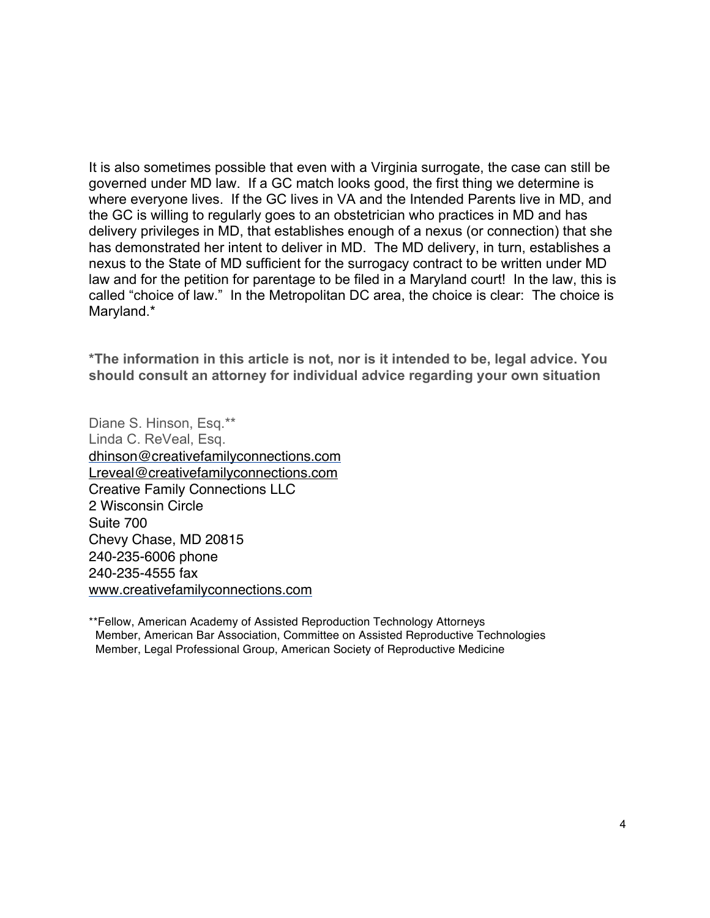It is also sometimes possible that even with a Virginia surrogate, the case can still be governed under MD law. If a GC match looks good, the first thing we determine is where everyone lives. If the GC lives in VA and the Intended Parents live in MD, and the GC is willing to regularly goes to an obstetrician who practices in MD and has delivery privileges in MD, that establishes enough of a nexus (or connection) that she has demonstrated her intent to deliver in MD. The MD delivery, in turn, establishes a nexus to the State of MD sufficient for the surrogacy contract to be written under MD law and for the petition for parentage to be filed in a Maryland court! In the law, this is called "choice of law." In the Metropolitan DC area, the choice is clear: The choice is Maryland.*

**\*The information in this article is not, nor is it intended to be, legal advice. You should consult an attorney for individual advice regarding your own situation**

Diane S. Hinson, Esq.**  
Linda C. ReVeal, Esq.  
dhinson@creativefamilyconnections.com  
Lreveal@creativefamilyconnections.com  
Creative Family Connections LLC  
2 Wisconsin Circle  
Suite 700  
Chevy Chase, MD 20815  
240-235-6006 phone  
240-235-4555 fax  
www.creativefamilyconnections.com

**Fellow, American Academy of Assisted Reproduction Technology Attorneys  
Member, American Bar Association, Committee on Assisted Reproductive Technologies  
Member, Legal Professional Group, American Society of Reproductive Medicine